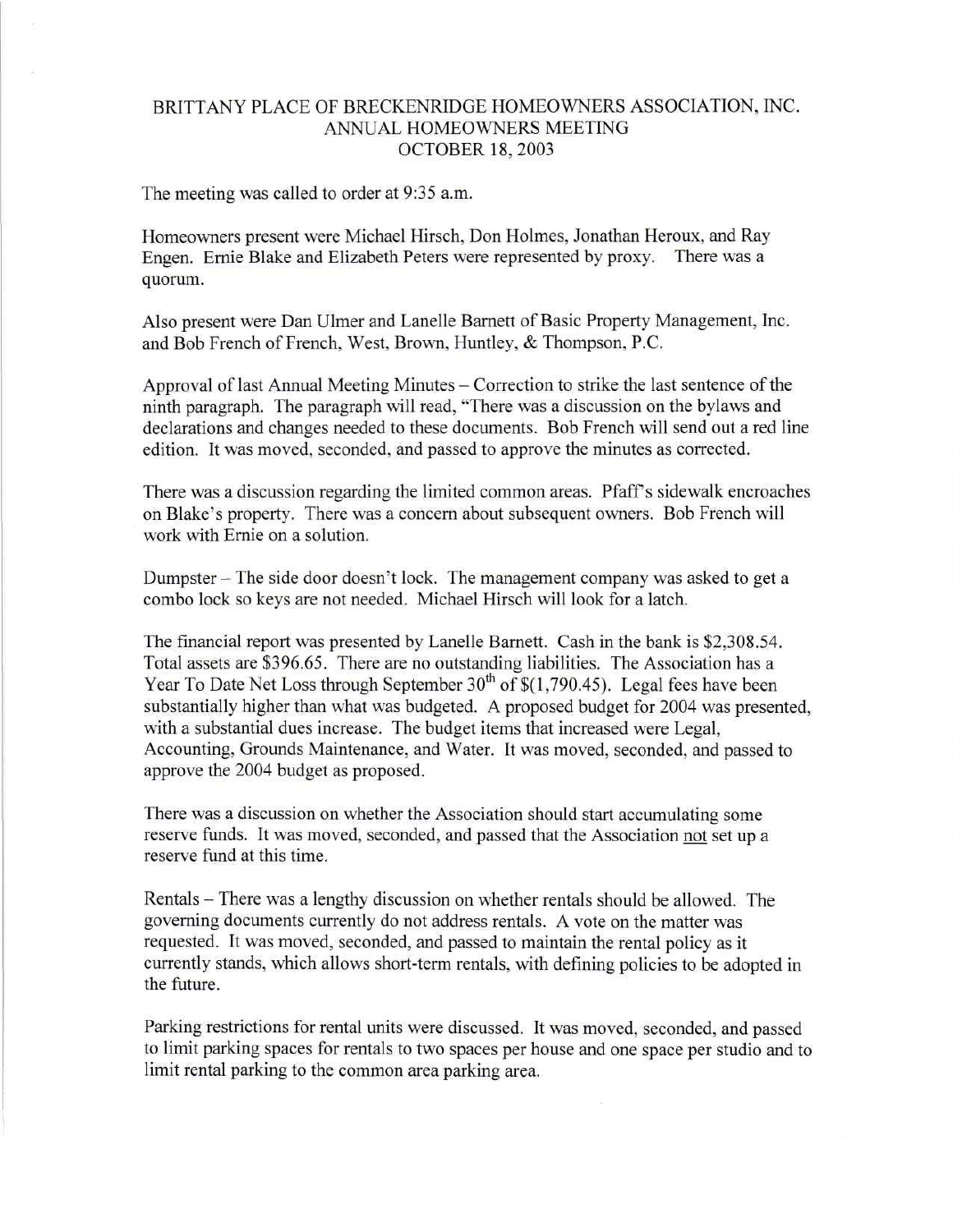# BRITTANY PLACE OF BRECKENRIDGE HOMEOWNERS ASSOCIATION, INC.
## ANNUAL HOMEOWNERS MEETING
## OCTOBER 18, 2003

The meeting was called to order at 9:35 a.m.

Homeowners present were Michael Hirsch, Don Holmes, Jonathan Heroux, and Ray Engen. Ernie Blake and Elizabeth Peters were represented by proxy. There was a quorum.

Also present were Dan Ulmer and Lanelle Barnett of Basic Property Management, Inc. and Bob French of French, West, Brown, Huntley, & Thompson, P.C.

Approval of last Annual Meeting Minutes – Correction to strike the last sentence of the ninth paragraph. The paragraph will read, "There was a discussion on the bylaws and declarations and changes needed to these documents. Bob French will send out a red line edition. It was moved, seconded, and passed to approve the minutes as corrected.

There was a discussion regarding the limited common areas. Pfaff's sidewalk encroaches on Blake's property. There was a concern about subsequent owners. Bob French will work with Ernie on a solution.

Dumpster – The side door doesn't lock. The management company was asked to get a combo lock so keys are not needed. Michael Hirsch will look for a latch.

The financial report was presented by Lanelle Barnett. Cash in the bank is $2,308.54. Total assets are $396.65. There are no outstanding liabilities. The Association has a Year To Date Net Loss through September 30th of $(1,790.45). Legal fees have been substantially higher than what was budgeted. A proposed budget for 2004 was presented, with a substantial dues increase. The budget items that increased were Legal, Accounting, Grounds Maintenance, and Water. It was moved, seconded, and passed to approve the 2004 budget as proposed.

There was a discussion on whether the Association should start accumulating some reserve funds. It was moved, seconded, and passed that the Association not set up a reserve fund at this time.

Rentals – There was a lengthy discussion on whether rentals should be allowed. The governing documents currently do not address rentals. A vote on the matter was requested. It was moved, seconded, and passed to maintain the rental policy as it currently stands, which allows short-term rentals, with defining policies to be adopted in the future.

Parking restrictions for rental units were discussed. It was moved, seconded, and passed to limit parking spaces for rentals to two spaces per house and one space per studio and to limit rental parking to the common area parking area.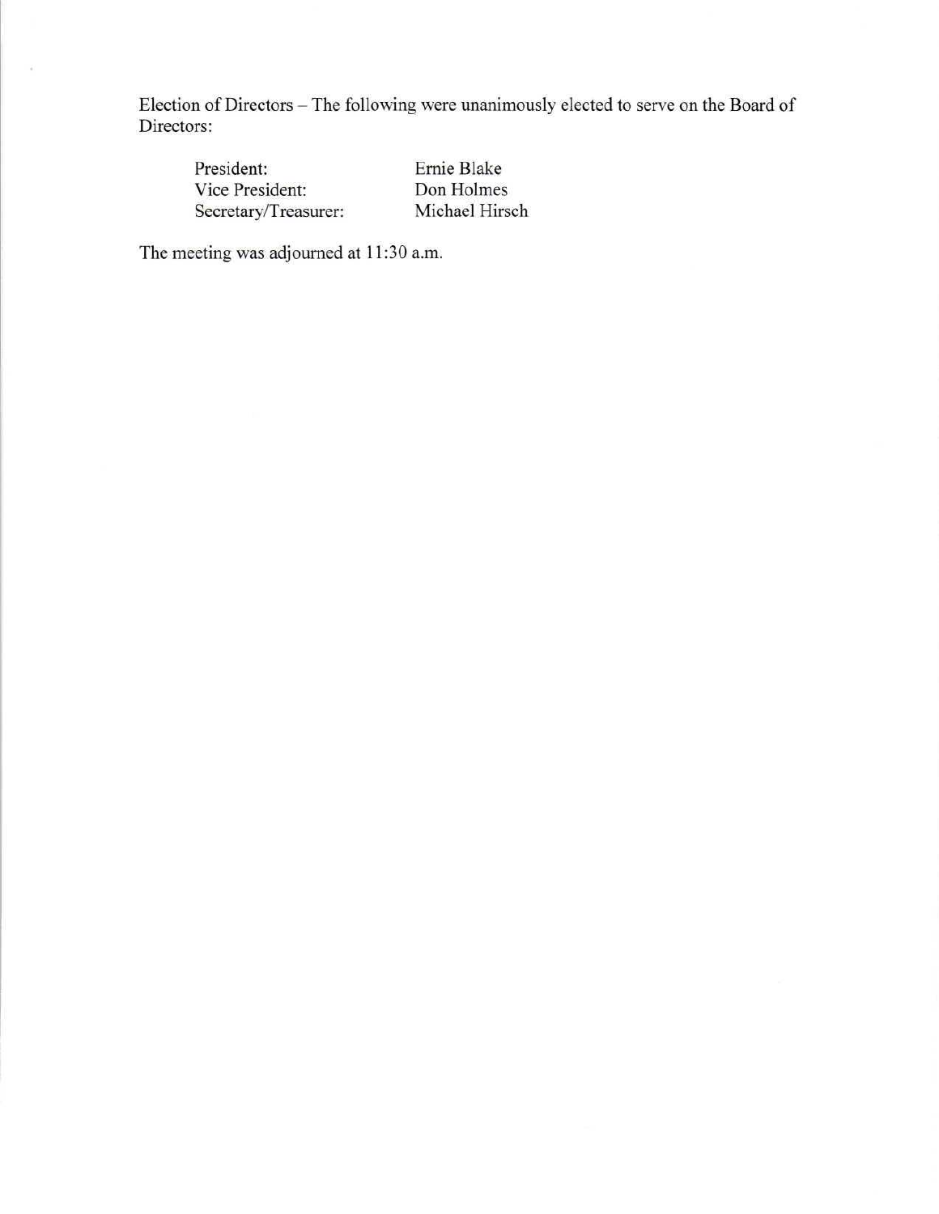Election of Directors – The following were unanimously elected to serve on the Board of Directors:

| | |
|---|---|
| President: | Ernie Blake |
| Vice President: | Don Holmes |
| Secretary/Treasurer: | Michael Hirsch |

The meeting was adjourned at 11:30 a.m.